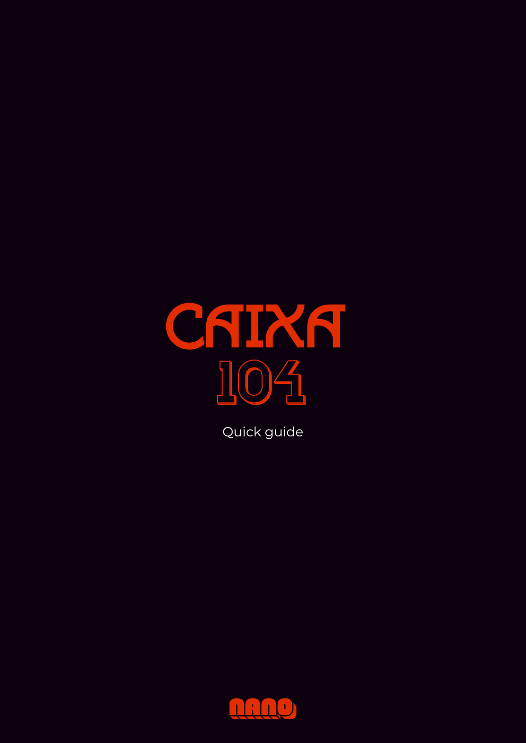# CAIXA 104

Quick guide

NANO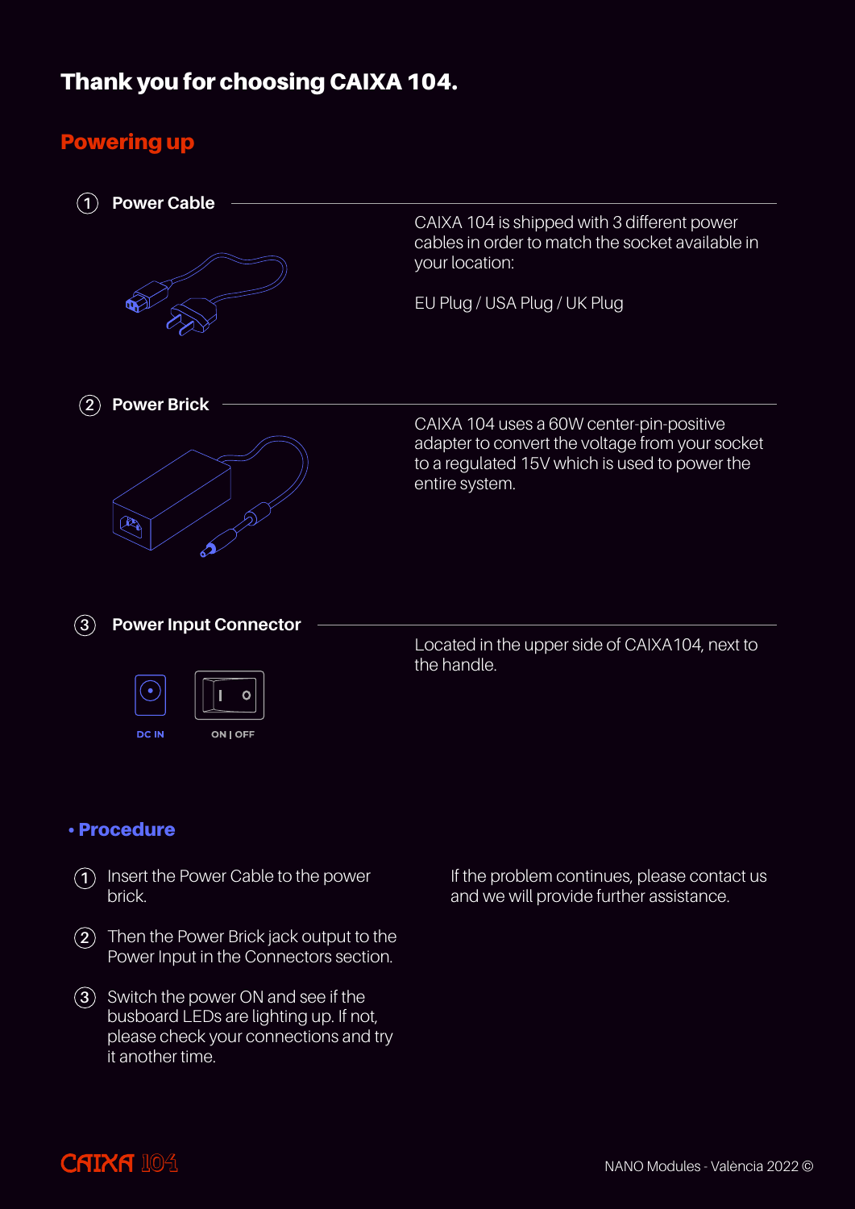# Thank you for choosing CAIXA 104.

## Powering up

### 1. Power Cable

CAIXA 104 is shipped with 3 different power cables in order to match the socket available in your location:

EU Plug / USA Plug / UK Plug

### 2. Power Brick

CAIXA 104 uses a 60W center-pin-positive adapter to convert the voltage from your socket to a regulated 15V which is used to power the entire system.

### 3. Power Input Connector

DC IN

ON | OFF

Located in the upper side of CAIXA104, next to the handle.

### • Procedure

1. Insert the Power Cable to the power brick.
2. Then the Power Brick jack output to the Power Input in the Connectors section.
3. Switch the power ON and see if the busboard LEDs are lighting up. If not, please check your connections and try it another time.

If the problem continues, please contact us and we will provide further assistance.

CAIXA 104

NANO Modules - València 2022 ©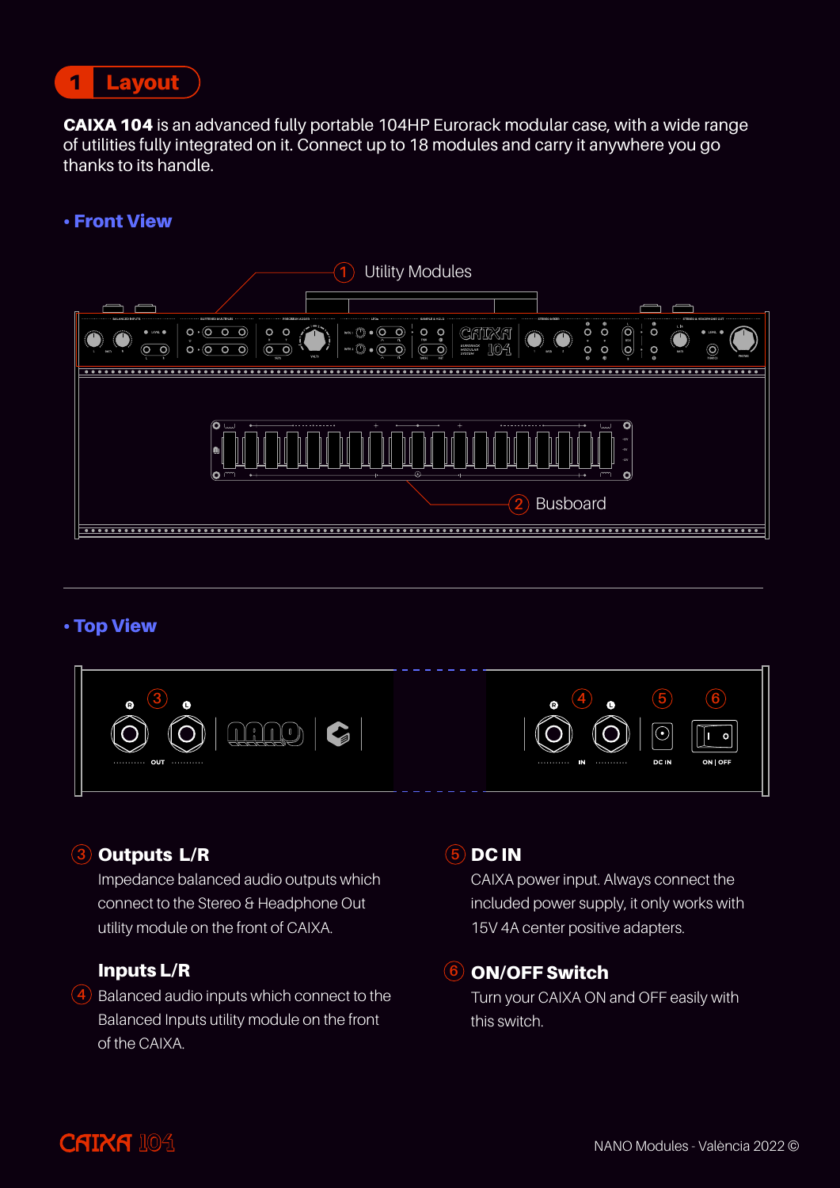# 1 Layout

**CAIXA 104** is an advanced fully portable 104HP Eurorack modular case, with a wide range of utilities fully integrated on it. Connect up to 18 modules and carry it anywhere you go thanks to its handle.

## • Front View

1. Utility Modules
2. Busboard

## • Top View

### 3 Outputs L/R

Impedance balanced audio outputs which connect to the Stereo & Headphone Out utility module on the front of CAIXA.

### 4 Inputs L/R

Balanced audio inputs which connect to the Balanced Inputs utility module on the front of the CAIXA.

### 5 DC IN

CAIXA power input. Always connect the included power supply, it only works with 15V 4A center positive adapters.

### 6 ON/OFF Switch

Turn your CAIXA ON and OFF easily with this switch.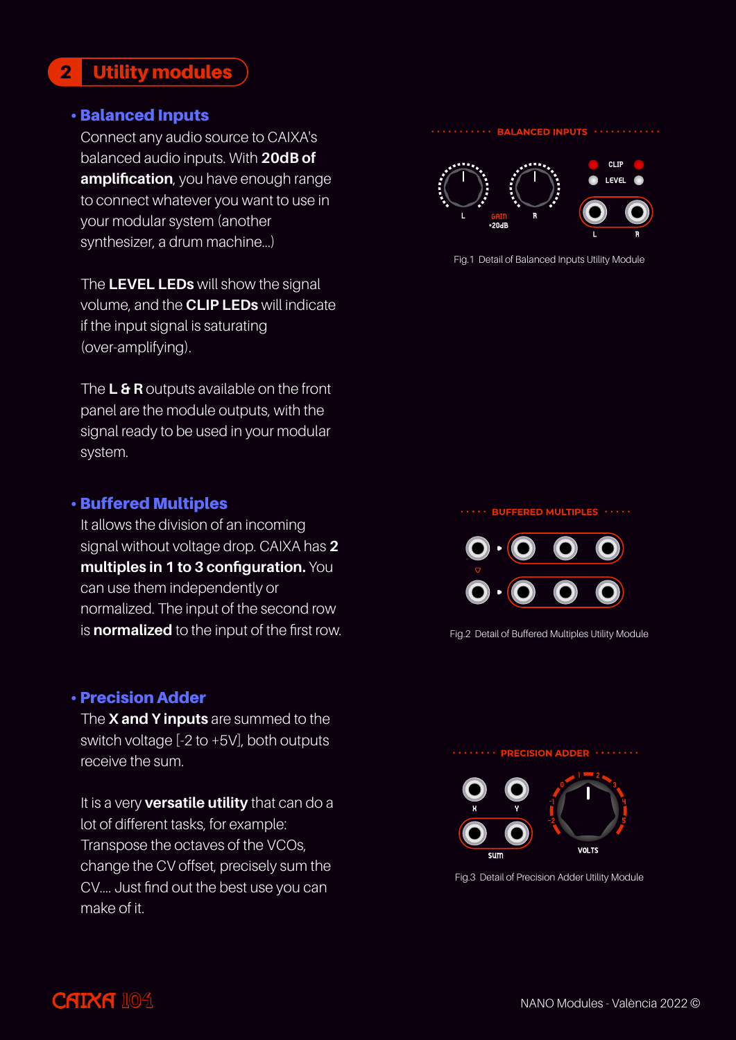## 2 Utility modules

### • Balanced Inputs

Connect any audio source to CAIXA's balanced audio inputs. With **20dB of amplification**, you have enough range to connect whatever you want to use in your modular system (another synthesizer, a drum machine...)

The **LEVEL LEDs** will show the signal volume, and the **CLIP LEDs** will indicate if the input signal is saturating (over-amplifying).

The **L & R** outputs available on the front panel are the module outputs, with the signal ready to be used in your modular system.

Fig.1 Detail of Balanced Inputs Utility Module

### • Buffered Multiples

It allows the division of an incoming signal without voltage drop. CAIXA has **2 multiples in 1 to 3 configuration.** You can use them independently or normalized. The input of the second row is **normalized** to the input of the first row.

Fig.2 Detail of Buffered Multiples Utility Module

### • Precision Adder

The **X and Y inputs** are summed to the switch voltage [-2 to +5V], both outputs receive the sum.

It is a very **versatile utility** that can do a lot of different tasks, for example: Transpose the octaves of the VCOs, change the CV offset, precisely sum the CV.... Just find out the best use you can make of it.

Fig.3 Detail of Precision Adder Utility Module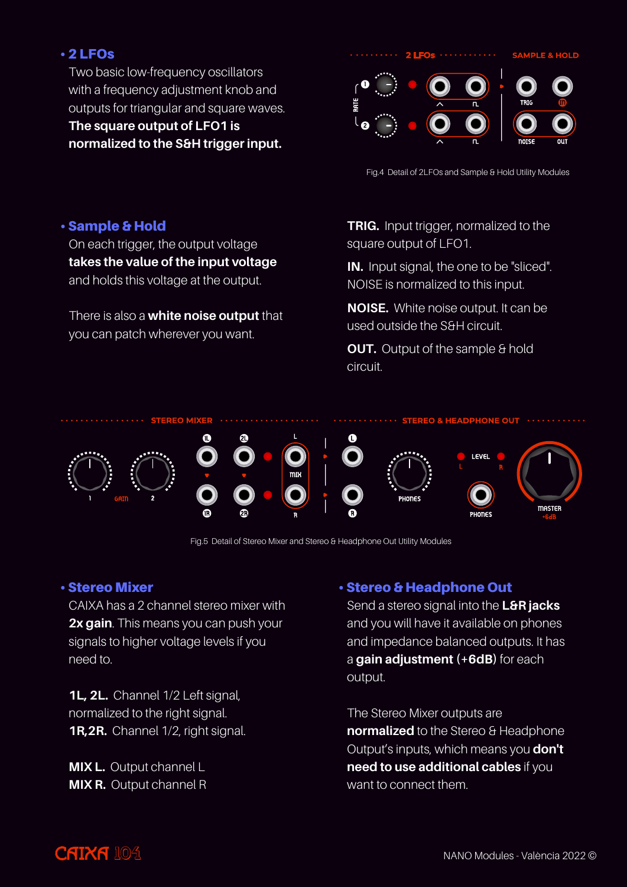## • 2 LFOs

Two basic low-frequency oscillators with a frequency adjustment knob and outputs for triangular and square waves. **The square output of LFO1 is normalized to the S&H trigger input.**

Fig.4 Detail of 2LFOs and Sample & Hold Utility Modules

## • Sample & Hold

On each trigger, the output voltage **takes the value of the input voltage** and holds this voltage at the output.

There is also a **white noise output** that you can patch wherever you want.

**TRIG.** Input trigger, normalized to the square output of LFO1.

**IN.** Input signal, the one to be "sliced". NOISE is normalized to this input.

**NOISE.** White noise output. It can be used outside the S&H circuit.

**OUT.** Output of the sample & hold circuit.

Fig.5 Detail of Stereo Mixer and Stereo & Headphone Out Utility Modules

## • Stereo Mixer

CAIXA has a 2 channel stereo mixer with **2x gain**. This means you can push your signals to higher voltage levels if you need to.

**1L, 2L.** Channel 1/2 Left signal, normalized to the right signal.
**1R,2R.** Channel 1/2, right signal.

**MIX L.** Output channel L
**MIX R.** Output channel R

## • Stereo & Headphone Out

Send a stereo signal into the **L&R jacks** and you will have it available on phones and impedance balanced outputs. It has a **gain adjustment (+6dB)** for each output.

The Stereo Mixer outputs are **normalized** to the Stereo & Headphone Output's inputs, which means you **don't need to use additional cables** if you want to connect them.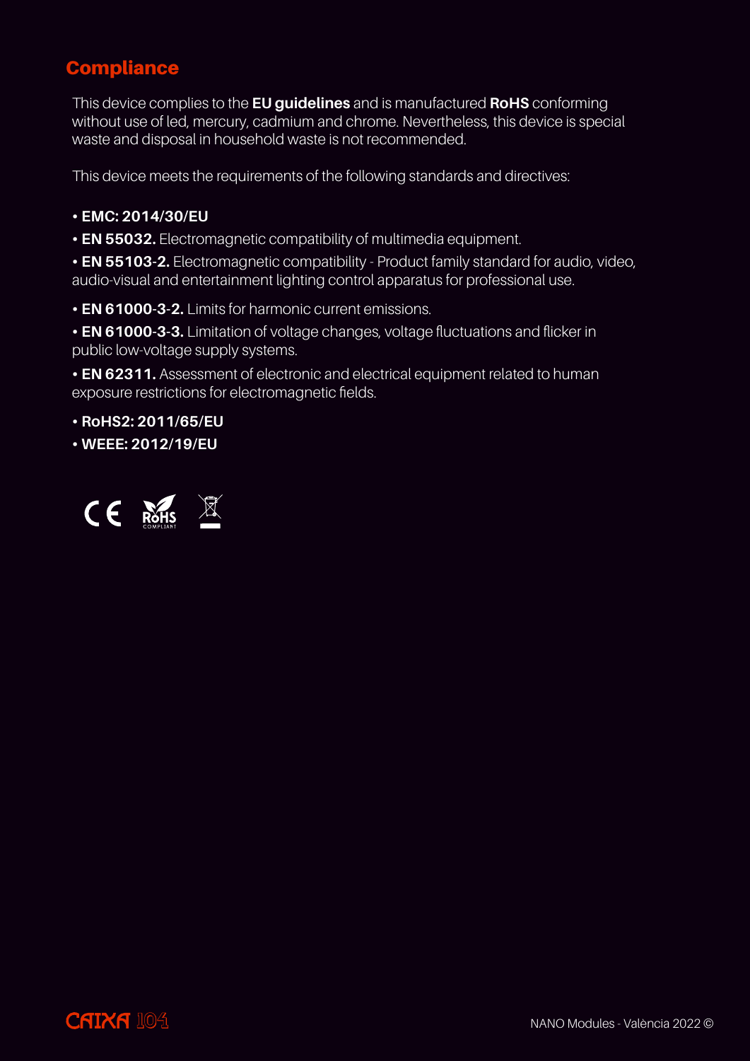## Compliance

This device complies to the **EU guidelines** and is manufactured **RoHS** conforming without use of led, mercury, cadmium and chrome. Nevertheless, this device is special waste and disposal in household waste is not recommended.

This device meets the requirements of the following standards and directives:

- **EMC: 2014/30/EU**
- **EN 55032.** Electromagnetic compatibility of multimedia equipment.
- **EN 55103-2.** Electromagnetic compatibility - Product family standard for audio, video, audio-visual and entertainment lighting control apparatus for professional use.
- **EN 61000-3-2.** Limits for harmonic current emissions.
- **EN 61000-3-3.** Limitation of voltage changes, voltage fluctuations and flicker in public low-voltage supply systems.
- **EN 62311.** Assessment of electronic and electrical equipment related to human exposure restrictions for electromagnetic fields.
- **RoHS2: 2011/65/EU**
- **WEEE: 2012/19/EU**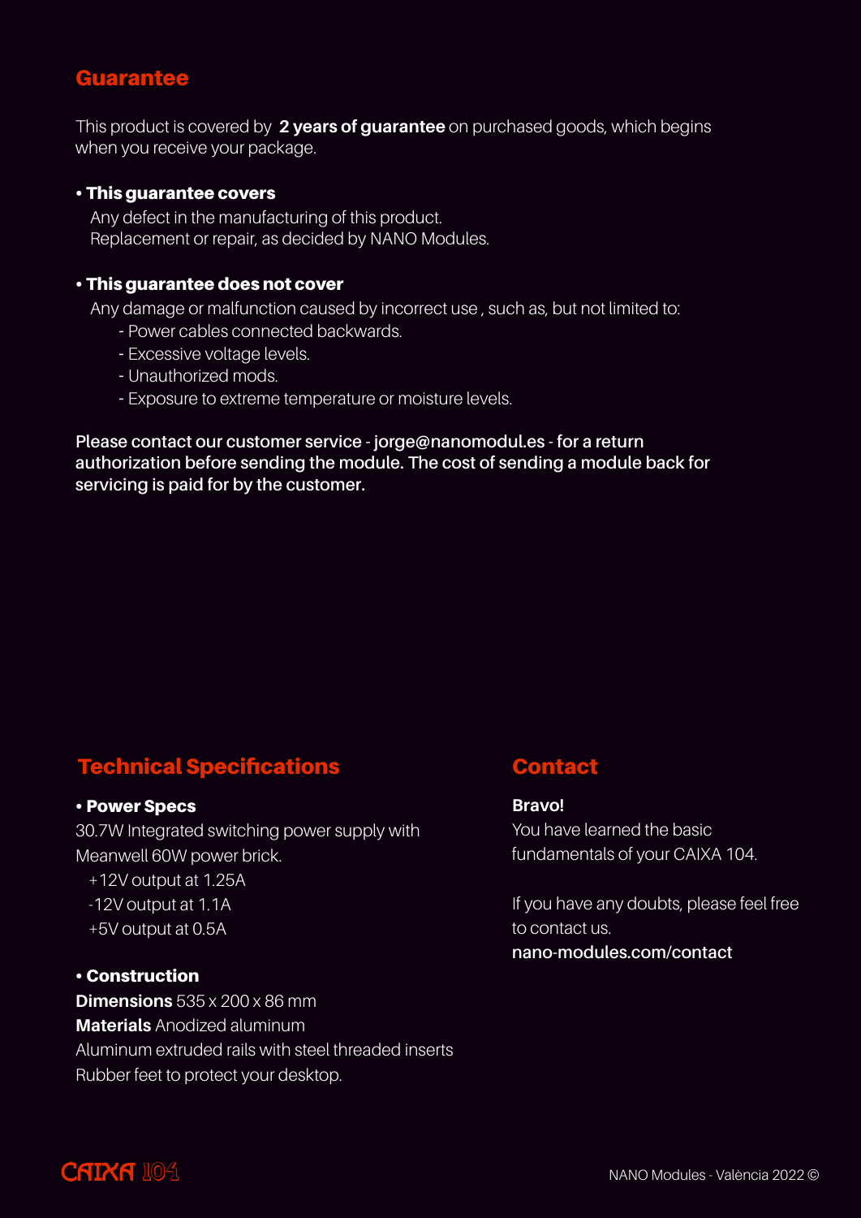## Guarantee

This product is covered by **2 years of guarantee** on purchased goods, which begins when you receive your package.

- **This guarantee covers**

  Any defect in the manufacturing of this product.
  Replacement or repair, as decided by NANO Modules.

- **This guarantee does not cover**

  Any damage or malfunction caused by incorrect use , such as, but not limited to:
  - Power cables connected backwards.
  - Excessive voltage levels.
  - Unauthorized mods.
  - Exposure to extreme temperature or moisture levels.

**Please contact our customer service - jorge@nanomodul.es - for a return authorization before sending the module. The cost of sending a module back for servicing is paid for by the customer.**

## Technical Specifications

- **Power Specs**

30.7W Integrated switching power supply with Meanwell 60W power brick.

+12V output at 1.25A
-12V output at 1.1A
+5V output at 0.5A

- **Construction**

**Dimensions** 535 x 200 x 86 mm
**Materials** Anodized aluminum
Aluminum extruded rails with steel threaded inserts
Rubber feet to protect your desktop.

## Contact

**Bravo!**
You have learned the basic fundamentals of your CAIXA 104.

If you have any doubts, please feel free to contact us.
**nano-modules.com/contact**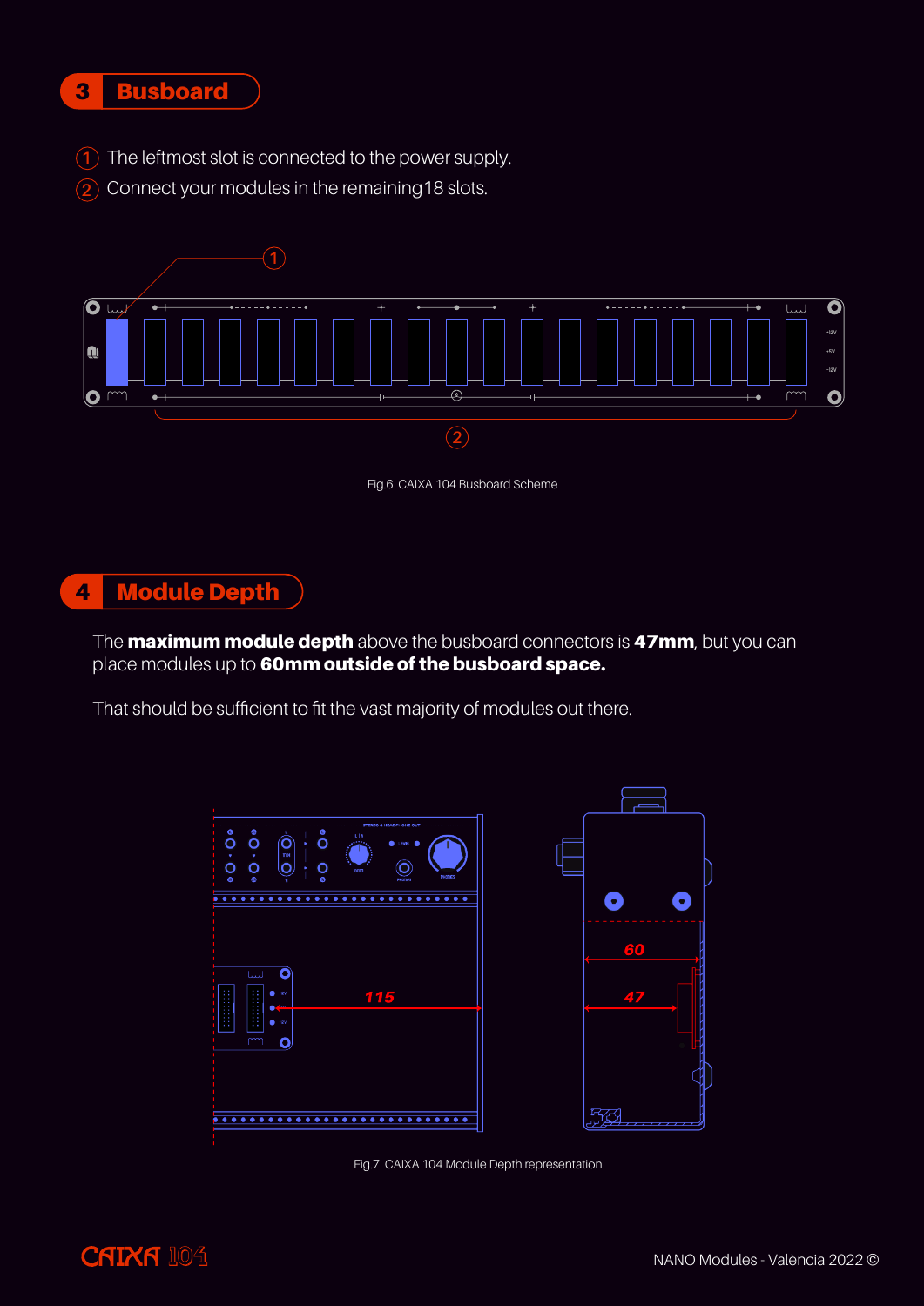## 3 Busboard

1. The leftmost slot is connected to the power supply.
2. Connect your modules in the remaining 18 slots.

1

+12V
-5V
-12V

2

Fig.6 CAIXA 104 Busboard Scheme

## 4 Module Depth

The **maximum module depth** above the busboard connectors is **47mm**, but you can place modules up to **60mm outside of the busboard space.**

That should be sufficient to fit the vast majority of modules out there.

115

60

47

Fig.7 CAIXA 104 Module Depth representation